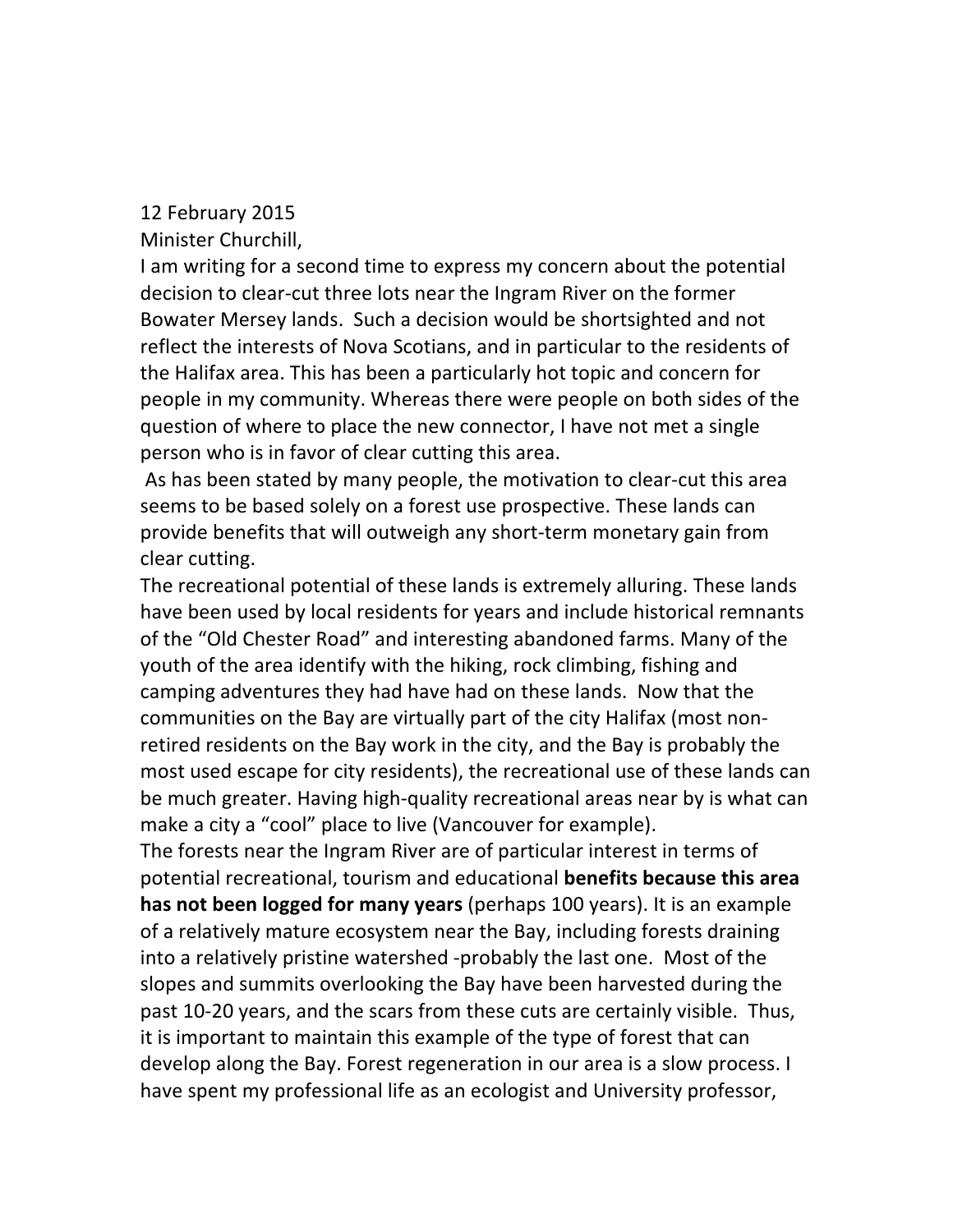12 February 2015

Minister Churchill,

I am writing for a second time to express my concern about the potential decision to clear-cut three lots near the Ingram River on the former Bowater Mersey lands. Such a decision would be shortsighted and not reflect the interests of Nova Scotians, and in particular to the residents of the Halifax area. This has been a particularly hot topic and concern for people in my community. Whereas there were people on both sides of the question of where to place the new connector, I have not met a single person who is in favor of clear cutting this area.

As has been stated by many people, the motivation to clear-cut this area seems to be based solely on a forest use prospective. These lands can provide benefits that will outweigh any short-term monetary gain from clear cutting.

The recreational potential of these lands is extremely alluring. These lands have been used by local residents for years and include historical remnants of the "Old Chester Road" and interesting abandoned farms. Many of the youth of the area identify with the hiking, rock climbing, fishing and camping adventures they had have had on these lands. Now that the communities on the Bay are virtually part of the city Halifax (most non-retired residents on the Bay work in the city, and the Bay is probably the most used escape for city residents), the recreational use of these lands can be much greater. Having high-quality recreational areas near by is what can make a city a "cool" place to live (Vancouver for example).

The forests near the Ingram River are of particular interest in terms of potential recreational, tourism and educational **benefits because this area has not been logged for many years** (perhaps 100 years). It is an example of a relatively mature ecosystem near the Bay, including forests draining into a relatively pristine watershed -probably the last one. Most of the slopes and summits overlooking the Bay have been harvested during the past 10-20 years, and the scars from these cuts are certainly visible. Thus, it is important to maintain this example of the type of forest that can develop along the Bay. Forest regeneration in our area is a slow process. I have spent my professional life as an ecologist and University professor,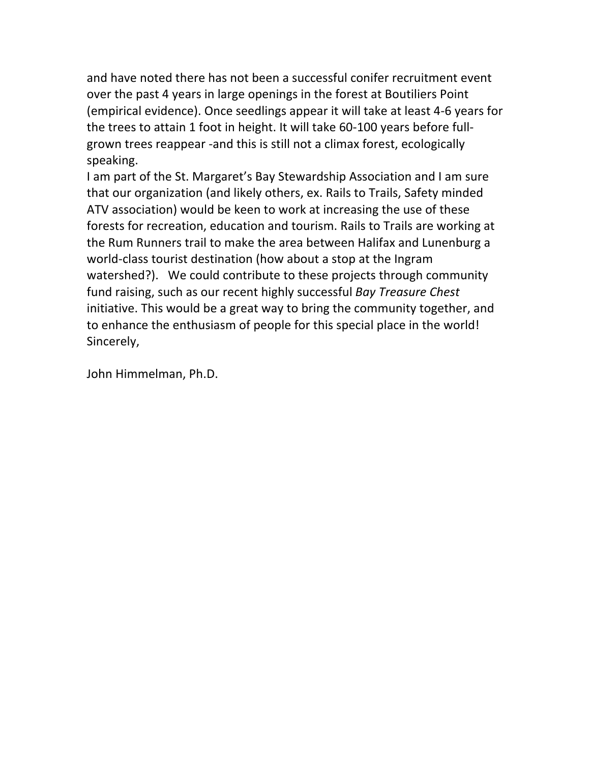and have noted there has not been a successful conifer recruitment event over the past 4 years in large openings in the forest at Boutiliers Point (empirical evidence). Once seedlings appear it will take at least 4-6 years for the trees to attain 1 foot in height. It will take 60-100 years before full-grown trees reappear -and this is still not a climax forest, ecologically speaking.

I am part of the St. Margaret's Bay Stewardship Association and I am sure that our organization (and likely others, ex. Rails to Trails, Safety minded ATV association) would be keen to work at increasing the use of these forests for recreation, education and tourism. Rails to Trails are working at the Rum Runners trail to make the area between Halifax and Lunenburg a world-class tourist destination (how about a stop at the Ingram watershed?). We could contribute to these projects through community fund raising, such as our recent highly successful *Bay Treasure Chest* initiative. This would be a great way to bring the community together, and to enhance the enthusiasm of people for this special place in the world!

Sincerely,

John Himmelman, Ph.D.